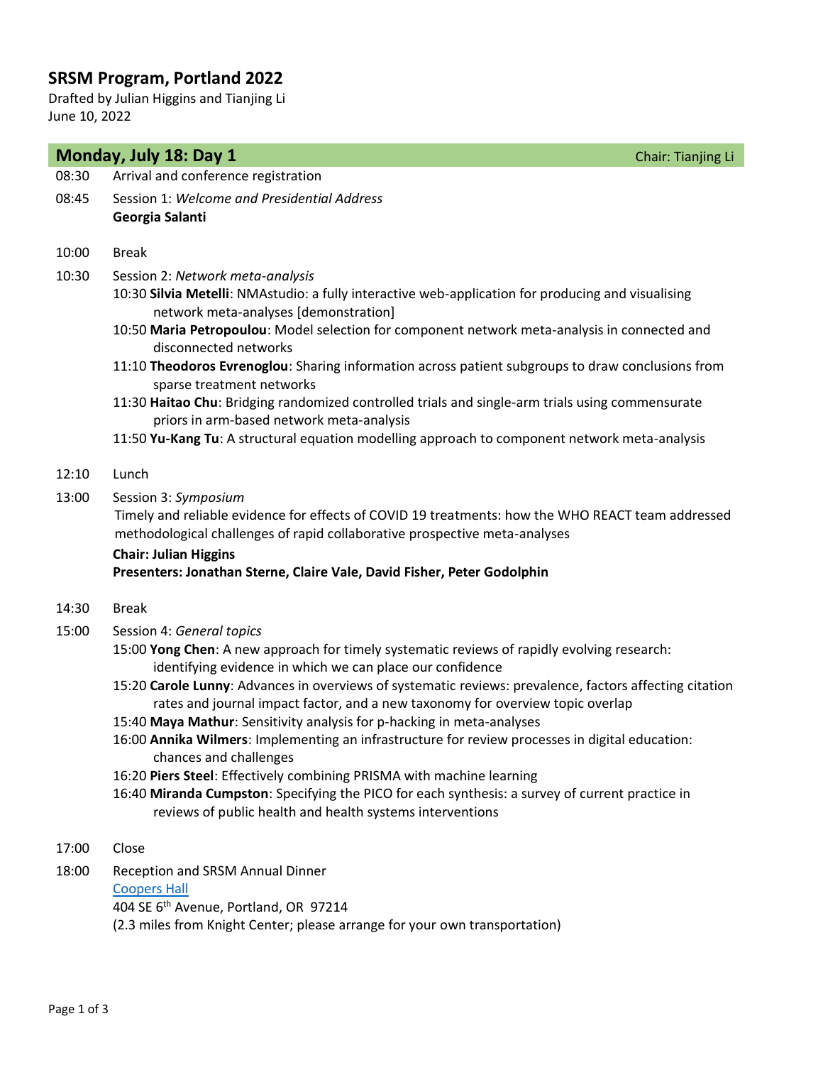# SRSM Program, Portland 2022

Drafted by Julian Higgins and Tianjing Li
June 10, 2022

## Monday, July 18: Day 1

Chair: Tianjing Li

08:30 Arrival and conference registration

08:45 Session 1: *Welcome and Presidential Address*
**Georgia Salanti**

10:00 Break

10:30 Session 2: *Network meta-analysis*

- 10:30 **Silvia Metelli**: NMAstudio: a fully interactive web-application for producing and visualising network meta-analyses [demonstration]
- 10:50 **Maria Petropoulou**: Model selection for component network meta-analysis in connected and disconnected networks
- 11:10 **Theodoros Evrenoglou**: Sharing information across patient subgroups to draw conclusions from sparse treatment networks
- 11:30 **Haitao Chu**: Bridging randomized controlled trials and single-arm trials using commensurate priors in arm-based network meta-analysis
- 11:50 **Yu-Kang Tu**: A structural equation modelling approach to component network meta-analysis

12:10 Lunch

13:00 Session 3: *Symposium*
Timely and reliable evidence for effects of COVID 19 treatments: how the WHO REACT team addressed methodological challenges of rapid collaborative prospective meta-analyses

**Chair: Julian Higgins**
**Presenters: Jonathan Sterne, Claire Vale, David Fisher, Peter Godolphin**

14:30 Break

15:00 Session 4: *General topics*

- 15:00 **Yong Chen**: A new approach for timely systematic reviews of rapidly evolving research: identifying evidence in which we can place our confidence
- 15:20 **Carole Lunny**: Advances in overviews of systematic reviews: prevalence, factors affecting citation rates and journal impact factor, and a new taxonomy for overview topic overlap
- 15:40 **Maya Mathur**: Sensitivity analysis for p-hacking in meta-analyses
- 16:00 **Annika Wilmers**: Implementing an infrastructure for review processes in digital education: chances and challenges
- 16:20 **Piers Steel**: Effectively combining PRISMA with machine learning
- 16:40 **Miranda Cumpston**: Specifying the PICO for each synthesis: a survey of current practice in reviews of public health and health systems interventions

17:00 Close

18:00 Reception and SRSM Annual Dinner
Coopers Hall
404 SE 6th Avenue, Portland, OR 97214
(2.3 miles from Knight Center; please arrange for your own transportation)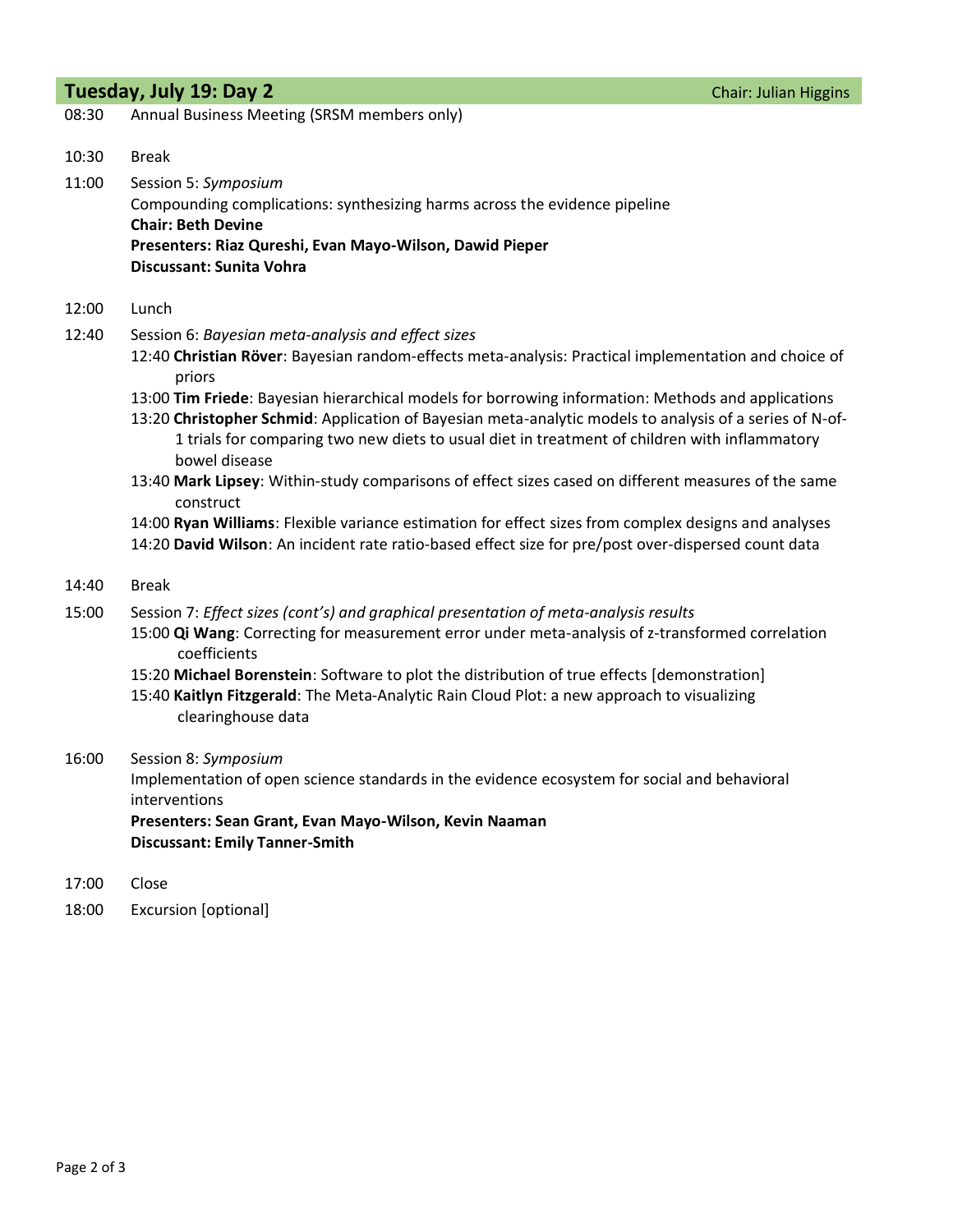## Tuesday, July 19: Day 2

Chair: Julian Higgins

08:30 Annual Business Meeting (SRSM members only)

10:30 Break

11:00 Session 5: *Symposium*
Compounding complications: synthesizing harms across the evidence pipeline
**Chair: Beth Devine**
**Presenters: Riaz Qureshi, Evan Mayo-Wilson, Dawid Pieper**
**Discussant: Sunita Vohra**

12:00 Lunch

12:40 Session 6: *Bayesian meta-analysis and effect sizes*

- 12:40 **Christian Röver**: Bayesian random-effects meta-analysis: Practical implementation and choice of priors
- 13:00 **Tim Friede**: Bayesian hierarchical models for borrowing information: Methods and applications
- 13:20 **Christopher Schmid**: Application of Bayesian meta-analytic models to analysis of a series of N-of-1 trials for comparing two new diets to usual diet in treatment of children with inflammatory bowel disease
- 13:40 **Mark Lipsey**: Within-study comparisons of effect sizes cased on different measures of the same construct
- 14:00 **Ryan Williams**: Flexible variance estimation for effect sizes from complex designs and analyses
- 14:20 **David Wilson**: An incident rate ratio-based effect size for pre/post over-dispersed count data

14:40 Break

15:00 Session 7: *Effect sizes (cont's) and graphical presentation of meta-analysis results*

- 15:00 **Qi Wang**: Correcting for measurement error under meta-analysis of z-transformed correlation coefficients
- 15:20 **Michael Borenstein**: Software to plot the distribution of true effects [demonstration]
- 15:40 **Kaitlyn Fitzgerald**: The Meta-Analytic Rain Cloud Plot: a new approach to visualizing clearinghouse data

16:00 Session 8: *Symposium*
Implementation of open science standards in the evidence ecosystem for social and behavioral interventions
**Presenters: Sean Grant, Evan Mayo-Wilson, Kevin Naaman**
**Discussant: Emily Tanner-Smith**

17:00 Close

18:00 Excursion [optional]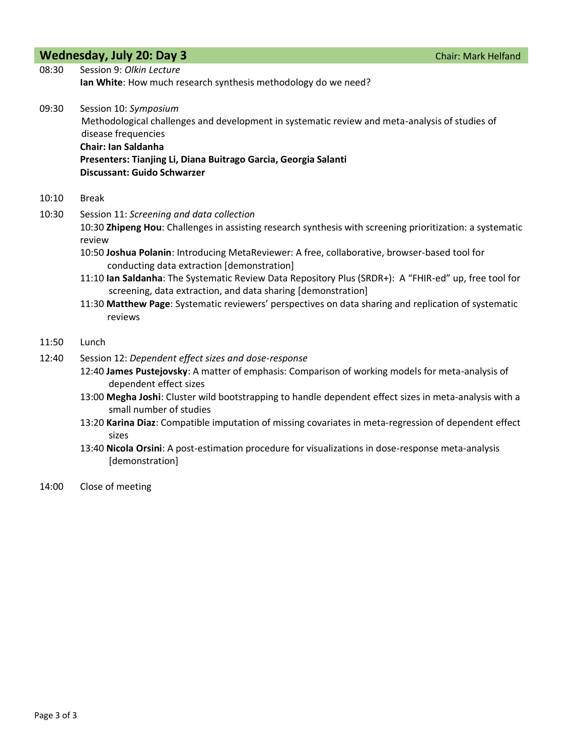## Wednesday, July 20: Day 3

Chair: Mark Helfand

08:30 Session 9: *Olkin Lecture*
**Ian White**: How much research synthesis methodology do we need?

09:30 Session 10: *Symposium*
Methodological challenges and development in systematic review and meta-analysis of studies of disease frequencies
**Chair: Ian Saldanha**
**Presenters: Tianjing Li, Diana Buitrago Garcia, Georgia Salanti**
**Discussant: Guido Schwarzer**

10:10 Break

10:30 Session 11: *Screening and data collection*
- 10:30 **Zhipeng Hou**: Challenges in assisting research synthesis with screening prioritization: a systematic review
- 10:50 **Joshua Polanin**: Introducing MetaReviewer: A free, collaborative, browser-based tool for conducting data extraction [demonstration]
- 11:10 **Ian Saldanha**: The Systematic Review Data Repository Plus (SRDR+): A "FHIR-ed" up, free tool for screening, data extraction, and data sharing [demonstration]
- 11:30 **Matthew Page**: Systematic reviewers' perspectives on data sharing and replication of systematic reviews

11:50 Lunch

12:40 Session 12: *Dependent effect sizes and dose-response*
- 12:40 **James Pustejovsky**: A matter of emphasis: Comparison of working models for meta-analysis of dependent effect sizes
- 13:00 **Megha Joshi**: Cluster wild bootstrapping to handle dependent effect sizes in meta-analysis with a small number of studies
- 13:20 **Karina Diaz**: Compatible imputation of missing covariates in meta-regression of dependent effect sizes
- 13:40 **Nicola Orsini**: A post-estimation procedure for visualizations in dose-response meta-analysis [demonstration]

14:00 Close of meeting